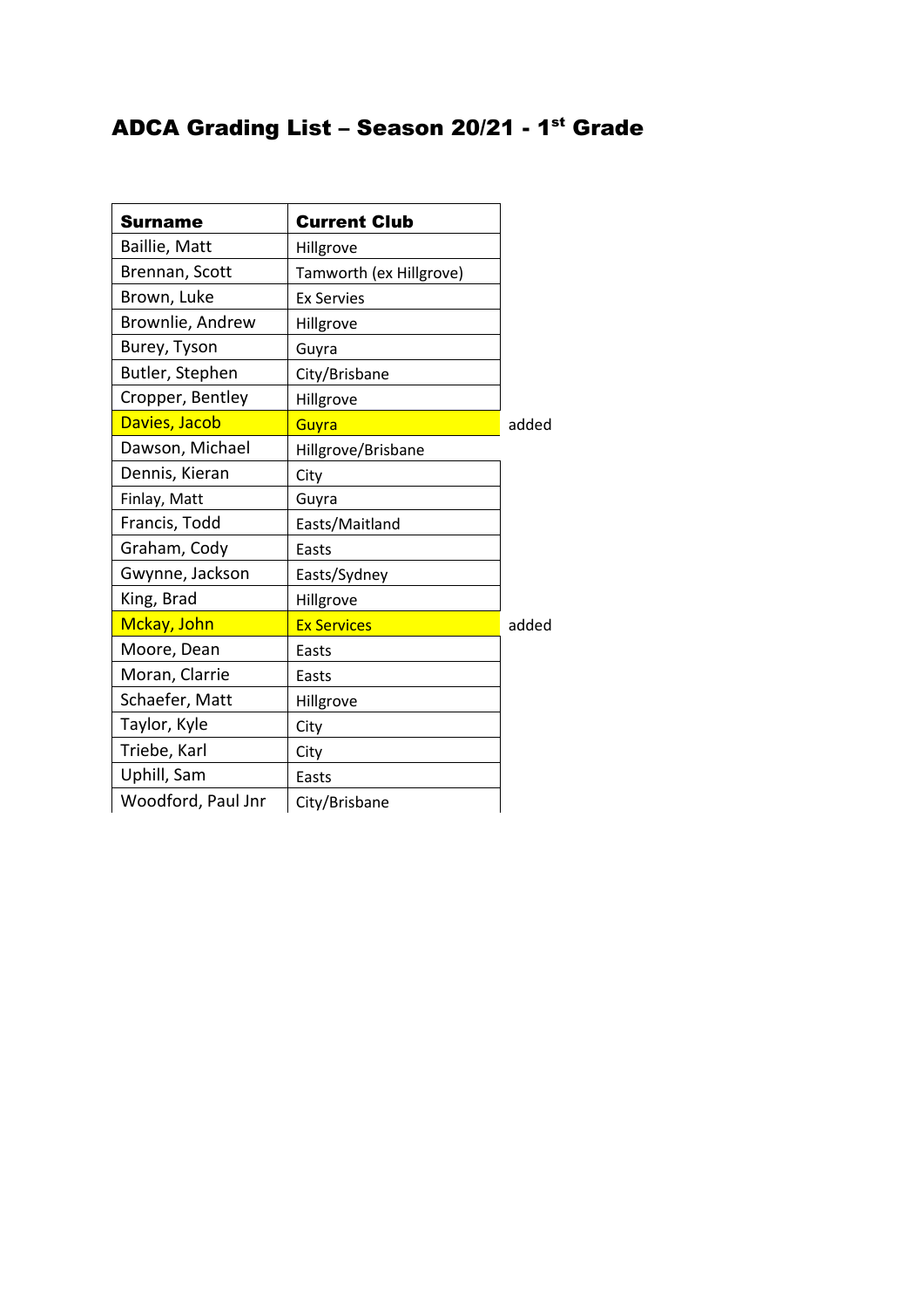# ADCA Grading List – Season 20/21 - 1st Grade

| Surname | Current Club | |
|---|---|---|
| Baillie, Matt | Hillgrove | |
| Brennan, Scott | Tamworth (ex Hillgrove) | |
| Brown, Luke | Ex Servies | |
| Brownlie, Andrew | Hillgrove | |
| Burey, Tyson | Guyra | |
| Butler, Stephen | City/Brisbane | |
| Cropper, Bentley | Hillgrove | |
| Davies, Jacob | Guyra | added |
| Dawson, Michael | Hillgrove/Brisbane | |
| Dennis, Kieran | City | |
| Finlay, Matt | Guyra | |
| Francis, Todd | Easts/Maitland | |
| Graham, Cody | Easts | |
| Gwynne, Jackson | Easts/Sydney | |
| King, Brad | Hillgrove | |
| Mckay, John | Ex Services | added |
| Moore, Dean | Easts | |
| Moran, Clarrie | Easts | |
| Schaefer, Matt | Hillgrove | |
| Taylor, Kyle | City | |
| Triebe, Karl | City | |
| Uphill, Sam | Easts | |
| Woodford, Paul Jnr | City/Brisbane | |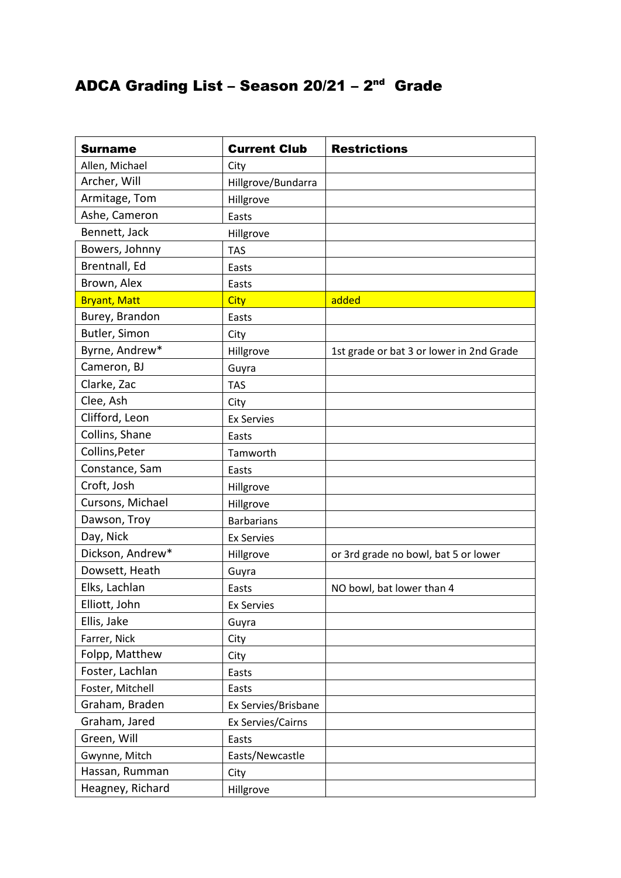# ADCA Grading List – Season 20/21 – 2nd Grade

| Surname | Current Club | Restrictions |
| --- | --- | --- |
| Allen, Michael | City | |
| Archer, Will | Hillgrove/Bundarra | |
| Armitage, Tom | Hillgrove | |
| Ashe, Cameron | Easts | |
| Bennett, Jack | Hillgrove | |
| Bowers, Johnny | TAS | |
| Brentnall, Ed | Easts | |
| Brown, Alex | Easts | |
| Bryant, Matt | City | added |
| Burey, Brandon | Easts | |
| Butler, Simon | City | |
| Byrne, Andrew* | Hillgrove | 1st grade or bat 3 or lower in 2nd Grade |
| Cameron, BJ | Guyra | |
| Clarke, Zac | TAS | |
| Clee, Ash | City | |
| Clifford, Leon | Ex Servies | |
| Collins, Shane | Easts | |
| Collins,Peter | Tamworth | |
| Constance, Sam | Easts | |
| Croft, Josh | Hillgrove | |
| Cursons, Michael | Hillgrove | |
| Dawson, Troy | Barbarians | |
| Day, Nick | Ex Servies | |
| Dickson, Andrew* | Hillgrove | or 3rd grade no bowl, bat 5 or lower |
| Dowsett, Heath | Guyra | |
| Elks, Lachlan | Easts | NO bowl, bat lower than 4 |
| Elliott, John | Ex Servies | |
| Ellis, Jake | Guyra | |
| Farrer, Nick | City | |
| Folpp, Matthew | City | |
| Foster, Lachlan | Easts | |
| Foster, Mitchell | Easts | |
| Graham, Braden | Ex Servies/Brisbane | |
| Graham, Jared | Ex Servies/Cairns | |
| Green, Will | Easts | |
| Gwynne, Mitch | Easts/Newcastle | |
| Hassan, Rumman | City | |
| Heagney, Richard | Hillgrove | |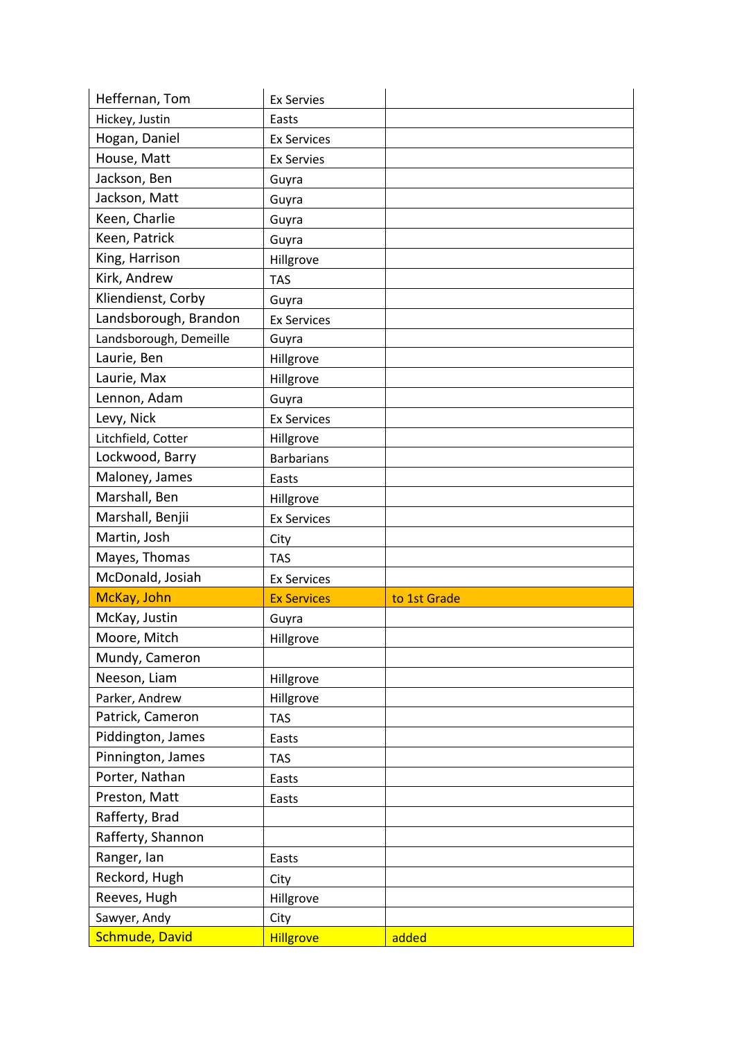| Heffernan, Tom | Ex Servies | |
|---|---|---|
| Hickey, Justin | Easts | |
| Hogan, Daniel | Ex Services | |
| House, Matt | Ex Servies | |
| Jackson, Ben | Guyra | |
| Jackson, Matt | Guyra | |
| Keen, Charlie | Guyra | |
| Keen, Patrick | Guyra | |
| King, Harrison | Hillgrove | |
| Kirk, Andrew | TAS | |
| Kliendienst, Corby | Guyra | |
| Landsborough, Brandon | Ex Services | |
| Landsborough, Demeille | Guyra | |
| Laurie, Ben | Hillgrove | |
| Laurie, Max | Hillgrove | |
| Lennon, Adam | Guyra | |
| Levy, Nick | Ex Services | |
| Litchfield, Cotter | Hillgrove | |
| Lockwood, Barry | Barbarians | |
| Maloney, James | Easts | |
| Marshall, Ben | Hillgrove | |
| Marshall, Benjii | Ex Services | |
| Martin, Josh | City | |
| Mayes, Thomas | TAS | |
| McDonald, Josiah | Ex Services | |
| McKay, John | Ex Services | to 1st Grade |
| McKay, Justin | Guyra | |
| Moore, Mitch | Hillgrove | |
| Mundy, Cameron | | |
| Neeson, Liam | Hillgrove | |
| Parker, Andrew | Hillgrove | |
| Patrick, Cameron | TAS | |
| Piddington, James | Easts | |
| Pinnington, James | TAS | |
| Porter, Nathan | Easts | |
| Preston, Matt | Easts | |
| Rafferty, Brad | | |
| Rafferty, Shannon | | |
| Ranger, Ian | Easts | |
| Reckord, Hugh | City | |
| Reeves, Hugh | Hillgrove | |
| Sawyer, Andy | City | |
| Schmude, David | Hillgrove | added |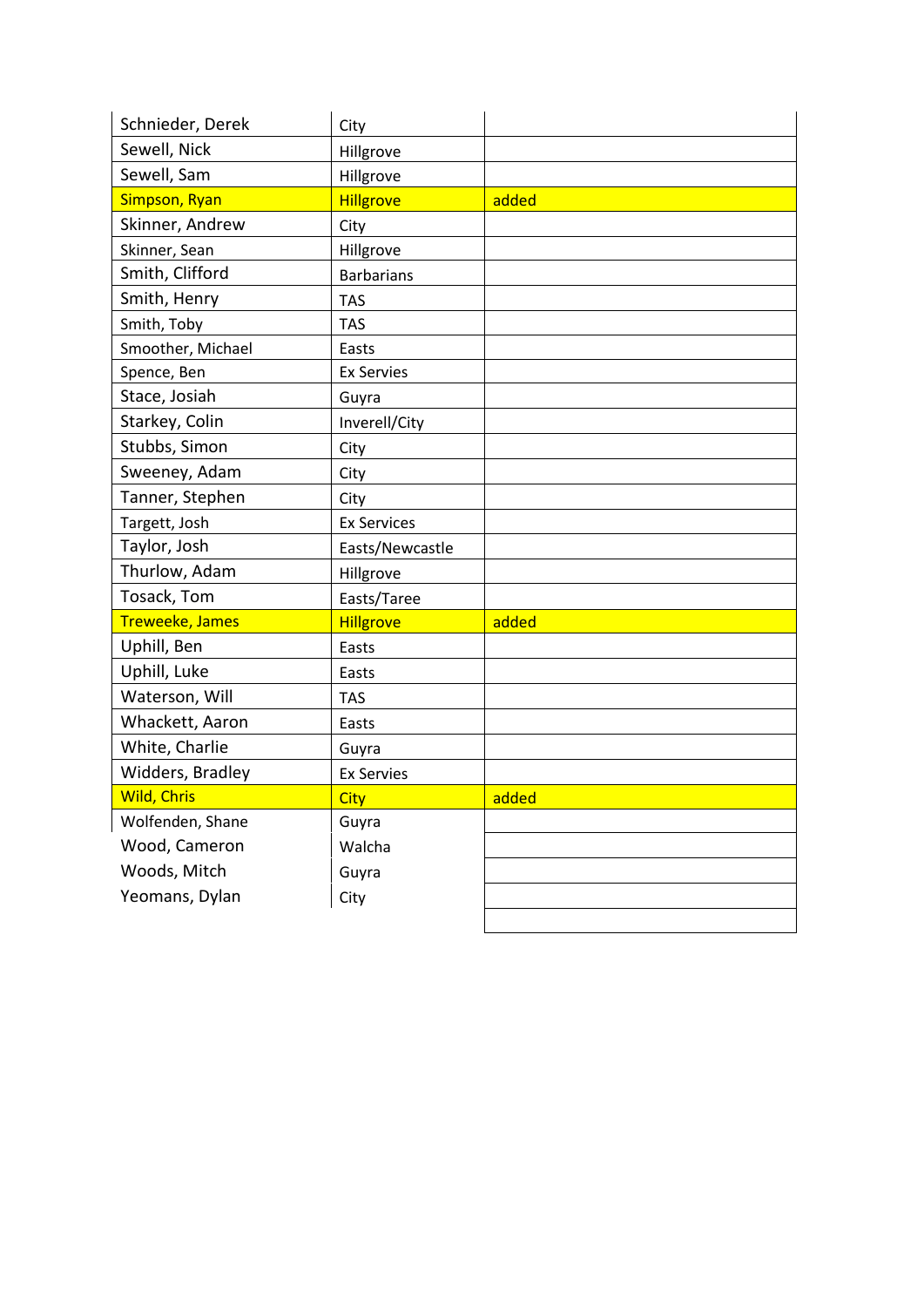| | | |
|---|---|---|
| Schnieder, Derek | City | |
| Sewell, Nick | Hillgrove | |
| Sewell, Sam | Hillgrove | |
| Simpson, Ryan | Hillgrove | added |
| Skinner, Andrew | City | |
| Skinner, Sean | Hillgrove | |
| Smith, Clifford | Barbarians | |
| Smith, Henry | TAS | |
| Smith, Toby | TAS | |
| Smoother, Michael | Easts | |
| Spence, Ben | Ex Servies | |
| Stace, Josiah | Guyra | |
| Starkey, Colin | Inverell/City | |
| Stubbs, Simon | City | |
| Sweeney, Adam | City | |
| Tanner, Stephen | City | |
| Targett, Josh | Ex Services | |
| Taylor, Josh | Easts/Newcastle | |
| Thurlow, Adam | Hillgrove | |
| Tosack, Tom | Easts/Taree | |
| Treweeke, James | Hillgrove | added |
| Uphill, Ben | Easts | |
| Uphill, Luke | Easts | |
| Waterson, Will | TAS | |
| Whackett, Aaron | Easts | |
| White, Charlie | Guyra | |
| Widders, Bradley | Ex Servies | |
| Wild, Chris | City | added |
| Wolfenden, Shane | Guyra | |
| Wood, Cameron | Walcha | |
| Woods, Mitch | Guyra | |
| Yeomans, Dylan | City | |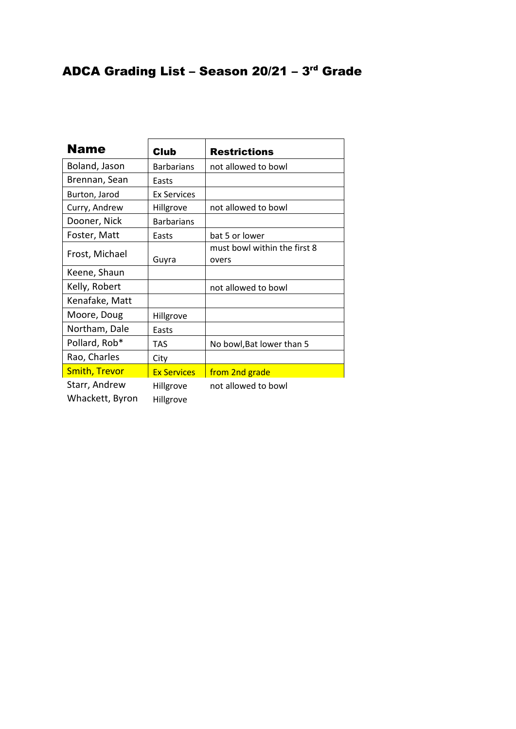# ADCA Grading List – Season 20/21 – 3rd Grade

| Name | Club | Restrictions |
|---|---|---|
| Boland, Jason | Barbarians | not allowed to bowl |
| Brennan, Sean | Easts | |
| Burton, Jarod | Ex Services | |
| Curry, Andrew | Hillgrove | not allowed to bowl |
| Dooner, Nick | Barbarians | |
| Foster, Matt | Easts | bat 5 or lower |
| Frost, Michael | Guyra | must bowl within the first 8 overs |
| Keene, Shaun | | |
| Kelly, Robert | | not allowed to bowl |
| Kenafake, Matt | | |
| Moore, Doug | Hillgrove | |
| Northam, Dale | Easts | |
| Pollard, Rob* | TAS | No bowl,Bat lower than 5 |
| Rao, Charles | City | |
| Smith, Trevor | Ex Services | from 2nd grade |
| Starr, Andrew | Hillgrove | not allowed to bowl |
| Whackett, Byron | Hillgrove | |